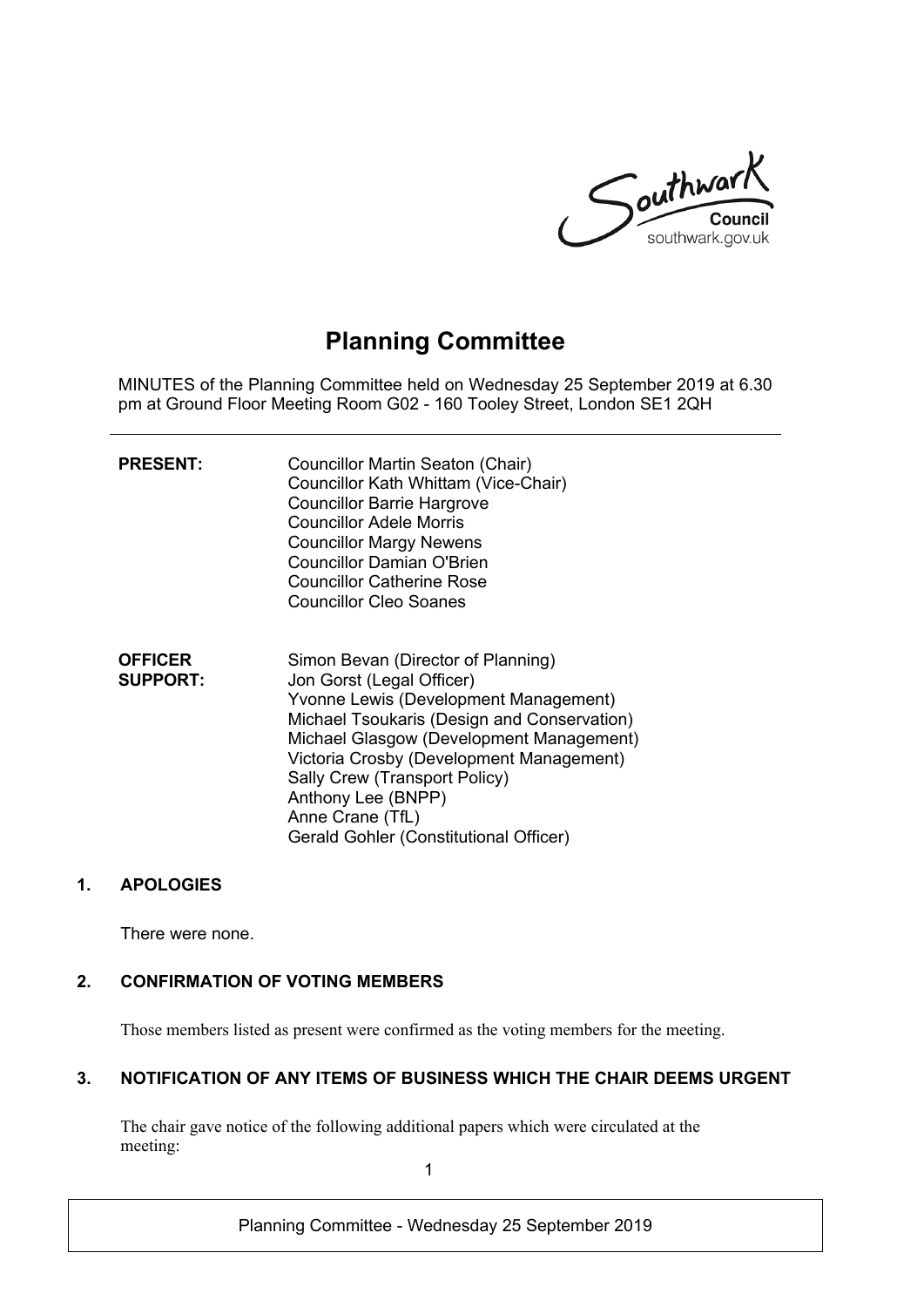# Planning Committee

MINUTES of the Planning Committee held on Wednesday 25 September 2019 at 6.30 pm at Ground Floor Meeting Room G02 - 160 Tooley Street, London SE1 2QH

| | |
|---|---|
| **PRESENT:** | Councillor Martin Seaton (Chair)<br>Councillor Kath Whittam (Vice-Chair)<br>Councillor Barrie Hargrove<br>Councillor Adele Morris<br>Councillor Margy Newens<br>Councillor Damian O'Brien<br>Councillor Catherine Rose<br>Councillor Cleo Soanes |
| **OFFICER SUPPORT:** | Simon Bevan (Director of Planning)<br>Jon Gorst (Legal Officer)<br>Yvonne Lewis (Development Management)<br>Michael Tsoukaris (Design and Conservation)<br>Michael Glasgow (Development Management)<br>Victoria Crosby (Development Management)<br>Sally Crew (Transport Policy)<br>Anthony Lee (BNPP)<br>Anne Crane (TfL)<br>Gerald Gohler (Constitutional Officer) |

## 1. APOLOGIES

There were none.

## 2. CONFIRMATION OF VOTING MEMBERS

Those members listed as present were confirmed as the voting members for the meeting.

## 3. NOTIFICATION OF ANY ITEMS OF BUSINESS WHICH THE CHAIR DEEMS URGENT

The chair gave notice of the following additional papers which were circulated at the meeting: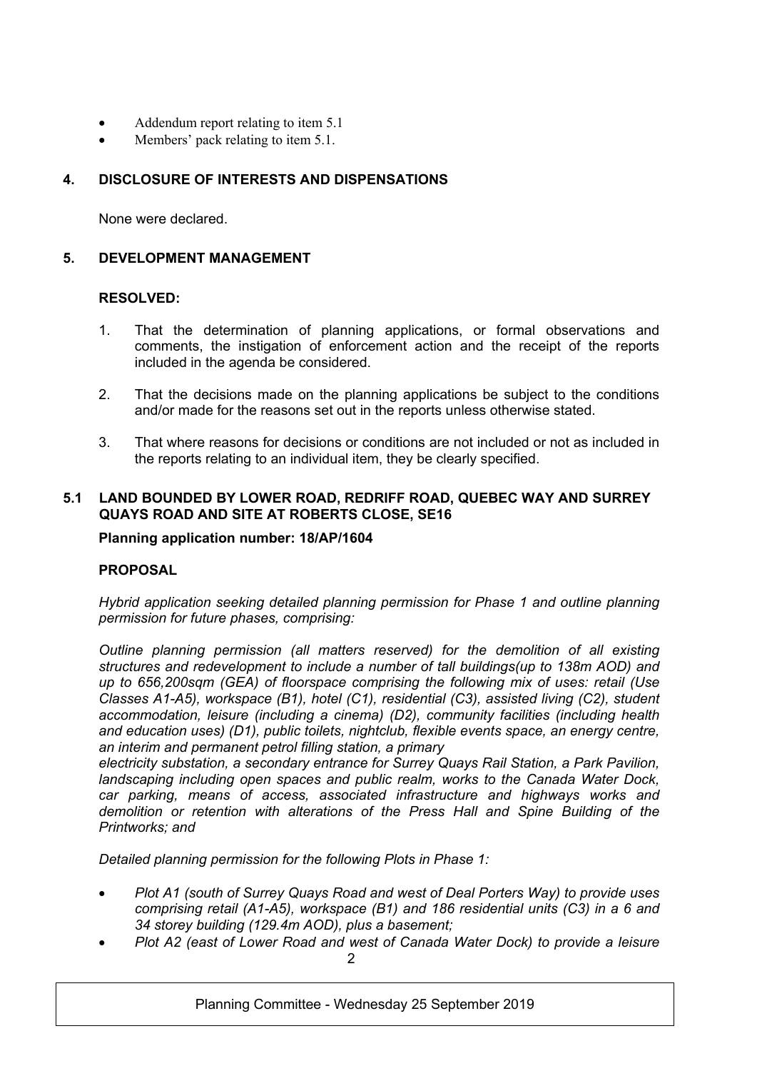- Addendum report relating to item 5.1
- Members' pack relating to item 5.1.

## 4. DISCLOSURE OF INTERESTS AND DISPENSATIONS

None were declared.

## 5. DEVELOPMENT MANAGEMENT

**RESOLVED:**

1. That the determination of planning applications, or formal observations and comments, the instigation of enforcement action and the receipt of the reports included in the agenda be considered.

2. That the decisions made on the planning applications be subject to the conditions and/or made for the reasons set out in the reports unless otherwise stated.

3. That where reasons for decisions or conditions are not included or not as included in the reports relating to an individual item, they be clearly specified.

### 5.1 LAND BOUNDED BY LOWER ROAD, REDRIFF ROAD, QUEBEC WAY AND SURREY QUAYS ROAD AND SITE AT ROBERTS CLOSE, SE16

**Planning application number: 18/AP/1604**

**PROPOSAL**

*Hybrid application seeking detailed planning permission for Phase 1 and outline planning permission for future phases, comprising:*

*Outline planning permission (all matters reserved) for the demolition of all existing structures and redevelopment to include a number of tall buildings(up to 138m AOD) and up to 656,200sqm (GEA) of floorspace comprising the following mix of uses: retail (Use Classes A1-A5), workspace (B1), hotel (C1), residential (C3), assisted living (C2), student accommodation, leisure (including a cinema) (D2), community facilities (including health and education uses) (D1), public toilets, nightclub, flexible events space, an energy centre, an interim and permanent petrol filling station, a primary electricity substation, a secondary entrance for Surrey Quays Rail Station, a Park Pavilion, landscaping including open spaces and public realm, works to the Canada Water Dock, car parking, means of access, associated infrastructure and highways works and demolition or retention with alterations of the Press Hall and Spine Building of the Printworks; and*

*Detailed planning permission for the following Plots in Phase 1:*

- *Plot A1 (south of Surrey Quays Road and west of Deal Porters Way) to provide uses comprising retail (A1-A5), workspace (B1) and 186 residential units (C3) in a 6 and 34 storey building (129.4m AOD), plus a basement;*
- *Plot A2 (east of Lower Road and west of Canada Water Dock) to provide a leisure*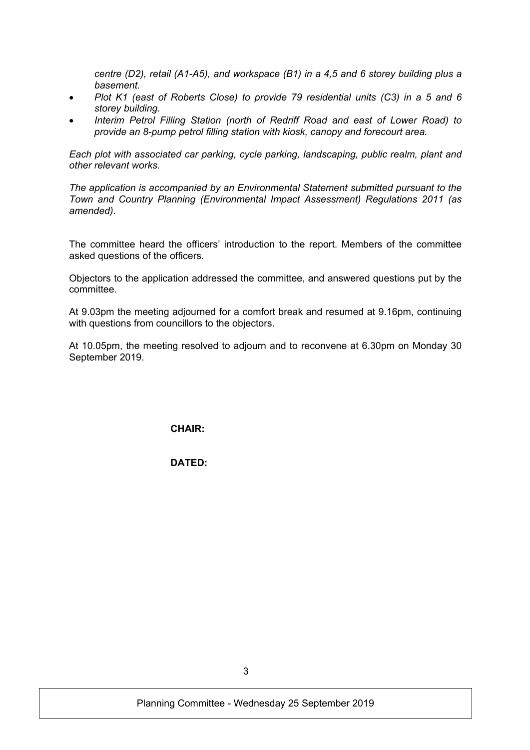*centre (D2), retail (A1-A5), and workspace (B1) in a 4,5 and 6 storey building plus a basement.*

- *Plot K1 (east of Roberts Close) to provide 79 residential units (C3) in a 5 and 6 storey building.*
- *Interim Petrol Filling Station (north of Redriff Road and east of Lower Road) to provide an 8-pump petrol filling station with kiosk, canopy and forecourt area.*

*Each plot with associated car parking, cycle parking, landscaping, public realm, plant and other relevant works.*

*The application is accompanied by an Environmental Statement submitted pursuant to the Town and Country Planning (Environmental Impact Assessment) Regulations 2011 (as amended).*

The committee heard the officers' introduction to the report. Members of the committee asked questions of the officers.

Objectors to the application addressed the committee, and answered questions put by the committee.

At 9.03pm the meeting adjourned for a comfort break and resumed at 9.16pm, continuing with questions from councillors to the objectors.

At 10.05pm, the meeting resolved to adjourn and to reconvene at 6.30pm on Monday 30 September 2019.

**CHAIR:**

**DATED:**